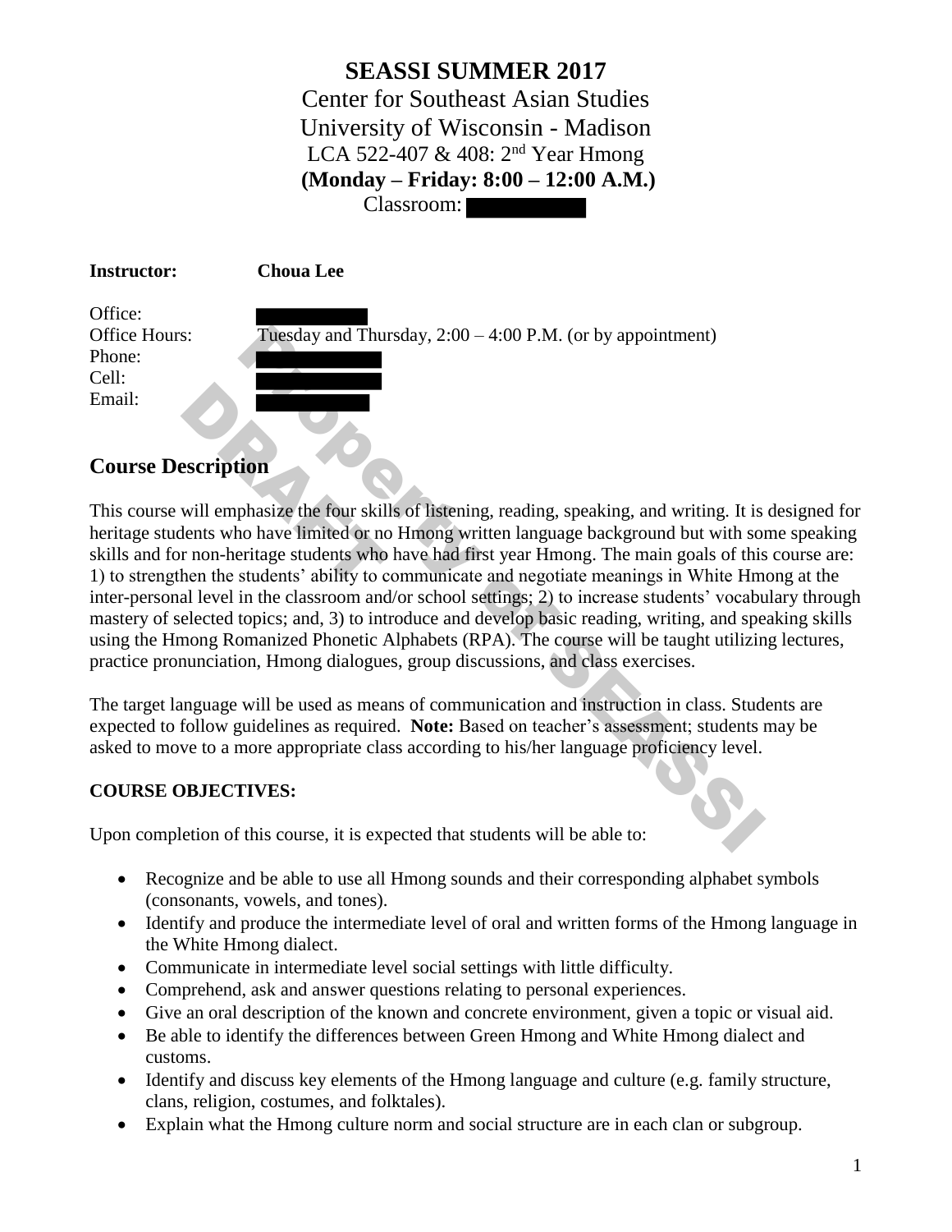# SEASSI SUMMER 2017

Center for Southeast Asian Studies
University of Wisconsin - Madison
LCA 522-407 & 408: 2nd Year Hmong
**(Monday – Friday: 8:00 – 12:00 A.M.)**
Classroom:

**Instructor:** **Choua Lee**

Office:
Office Hours: Tuesday and Thursday, 2:00 – 4:00 P.M. (or by appointment)
Phone:
Cell:
Email:

## Course Description

This course will emphasize the four skills of listening, reading, speaking, and writing. It is designed for heritage students who have limited or no Hmong written language background but with some speaking skills and for non-heritage students who have had first year Hmong. The main goals of this course are: 1) to strengthen the students' ability to communicate and negotiate meanings in White Hmong at the inter-personal level in the classroom and/or school settings; 2) to increase students' vocabulary through mastery of selected topics; and, 3) to introduce and develop basic reading, writing, and speaking skills using the Hmong Romanized Phonetic Alphabets (RPA). The course will be taught utilizing lectures, practice pronunciation, Hmong dialogues, group discussions, and class exercises.

The target language will be used as means of communication and instruction in class. Students are expected to follow guidelines as required. **Note:** Based on teacher's assessment; students may be asked to move to a more appropriate class according to his/her language proficiency level.

### COURSE OBJECTIVES:

Upon completion of this course, it is expected that students will be able to:

- Recognize and be able to use all Hmong sounds and their corresponding alphabet symbols (consonants, vowels, and tones).
- Identify and produce the intermediate level of oral and written forms of the Hmong language in the White Hmong dialect.
- Communicate in intermediate level social settings with little difficulty.
- Comprehend, ask and answer questions relating to personal experiences.
- Give an oral description of the known and concrete environment, given a topic or visual aid.
- Be able to identify the differences between Green Hmong and White Hmong dialect and customs.
- Identify and discuss key elements of the Hmong language and culture (e.g. family structure, clans, religion, costumes, and folktales).
- Explain what the Hmong culture norm and social structure are in each clan or subgroup.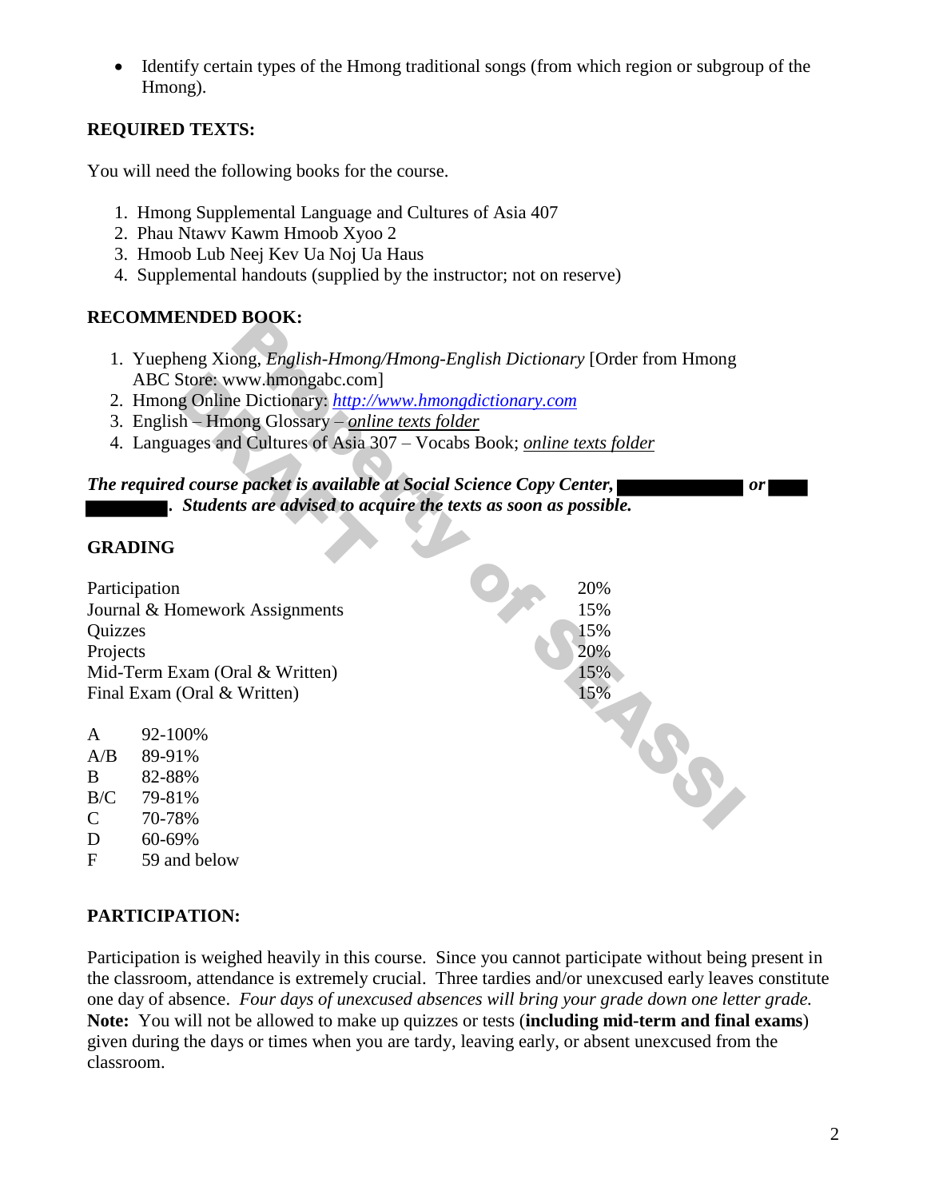- Identify certain types of the Hmong traditional songs (from which region or subgroup of the Hmong).

**REQUIRED TEXTS:**

You will need the following books for the course.

1. Hmong Supplemental Language and Cultures of Asia 407
2. Phau Ntawv Kawm Hmoob Xyoo 2
3. Hmoob Lub Neej Kev Ua Noj Ua Haus
4. Supplemental handouts (supplied by the instructor; not on reserve)

**RECOMMENDED BOOK:**

1. Yuepheng Xiong, *English-Hmong/Hmong-English Dictionary* [Order from Hmong ABC Store: www.hmongabc.com]
2. Hmong Online Dictionary: *http://www.hmongdictionary.com*
3. English – Hmong Glossary – *online texts folder*
4. Languages and Cultures of Asia 307 – Vocabs Book; *online texts folder*

***The required course packet is available at Social Science Copy Center, ██████ or ██ ████. Students are advised to acquire the texts as soon as possible.***

**GRADING**

| | |
|---|---|
| Participation | 20% |
| Journal & Homework Assignments | 15% |
| Quizzes | 15% |
| Projects | 20% |
| Mid-Term Exam (Oral & Written) | 15% |
| Final Exam (Oral & Written) | 15% |

| | |
|---|---|
| A | 92-100% |
| A/B | 89-91% |
| B | 82-88% |
| B/C | 79-81% |
| C | 70-78% |
| D | 60-69% |
| F | 59 and below |

**PARTICIPATION:**

Participation is weighed heavily in this course. Since you cannot participate without being present in the classroom, attendance is extremely crucial. Three tardies and/or unexcused early leaves constitute one day of absence. *Four days of unexcused absences will bring your grade down one letter grade.* **Note:** You will not be allowed to make up quizzes or tests (**including mid-term and final exams**) given during the days or times when you are tardy, leaving early, or absent unexcused from the classroom.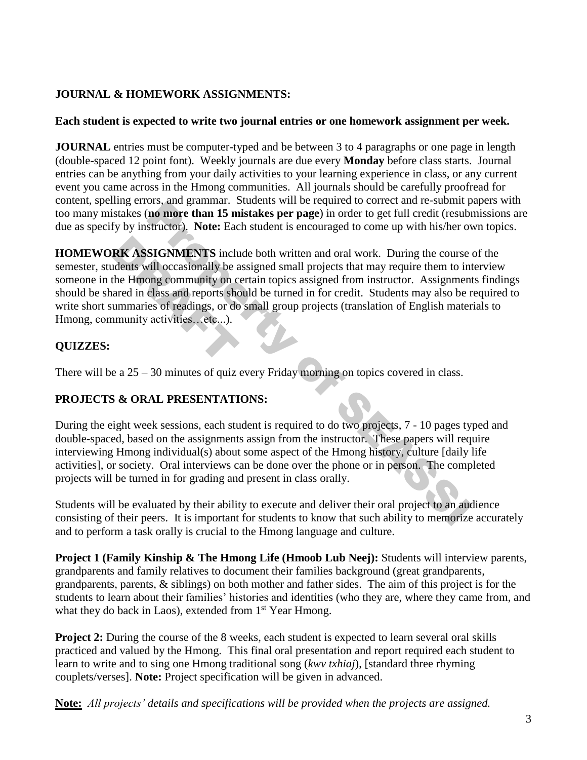## JOURNAL & HOMEWORK ASSIGNMENTS:

**Each student is expected to write two journal entries or one homework assignment per week.**

**JOURNAL** entries must be computer-typed and be between 3 to 4 paragraphs or one page in length (double-spaced 12 point font). Weekly journals are due every **Monday** before class starts. Journal entries can be anything from your daily activities to your learning experience in class, or any current event you came across in the Hmong communities. All journals should be carefully proofread for content, spelling errors, and grammar. Students will be required to correct and re-submit papers with too many mistakes (**no more than 15 mistakes per page**) in order to get full credit (resubmissions are due as specify by instructor). **Note:** Each student is encouraged to come up with his/her own topics.

**HOMEWORK ASSIGNMENTS** include both written and oral work. During the course of the semester, students will occasionally be assigned small projects that may require them to interview someone in the Hmong community on certain topics assigned from instructor. Assignments findings should be shared in class and reports should be turned in for credit. Students may also be required to write short summaries of readings, or do small group projects (translation of English materials to Hmong, community activities…etc...).

## QUIZZES:

There will be a 25 – 30 minutes of quiz every Friday morning on topics covered in class.

## PROJECTS & ORAL PRESENTATIONS:

During the eight week sessions, each student is required to do two projects, 7 - 10 pages typed and double-spaced, based on the assignments assign from the instructor. These papers will require interviewing Hmong individual(s) about some aspect of the Hmong history, culture [daily life activities], or society. Oral interviews can be done over the phone or in person. The completed projects will be turned in for grading and present in class orally.

Students will be evaluated by their ability to execute and deliver their oral project to an audience consisting of their peers. It is important for students to know that such ability to memorize accurately and to perform a task orally is crucial to the Hmong language and culture.

**Project 1 (Family Kinship & The Hmong Life (Hmoob Lub Neej):** Students will interview parents, grandparents and family relatives to document their families background (great grandparents, grandparents, parents, & siblings) on both mother and father sides. The aim of this project is for the students to learn about their families' histories and identities (who they are, where they came from, and what they do back in Laos), extended from 1st Year Hmong.

**Project 2:** During the course of the 8 weeks, each student is expected to learn several oral skills practiced and valued by the Hmong. This final oral presentation and report required each student to learn to write and to sing one Hmong traditional song (*kwv txhiaj*), [standard three rhyming couplets/verses]. **Note:** Project specification will be given in advanced.

**Note:** *All projects' details and specifications will be provided when the projects are assigned.*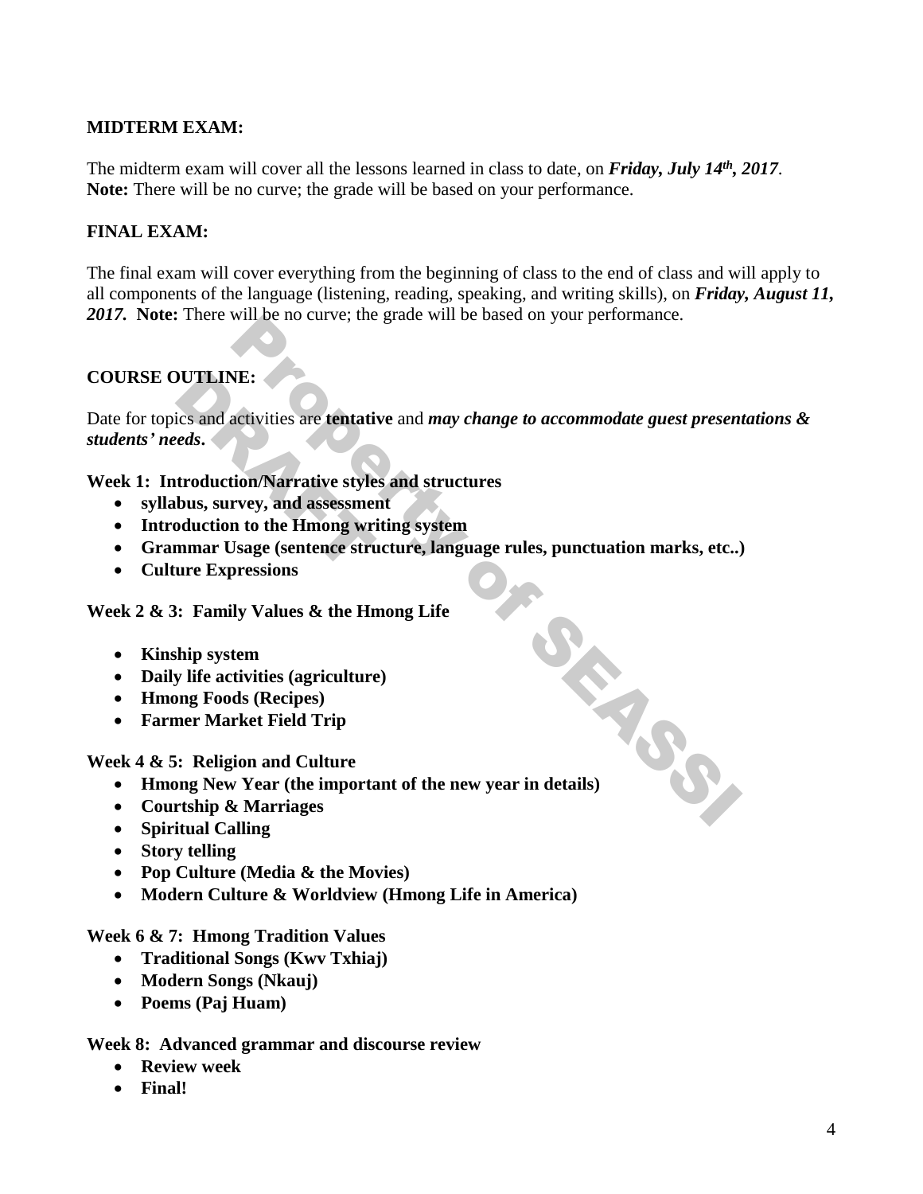**MIDTERM EXAM:**

The midterm exam will cover all the lessons learned in class to date, on ***Friday, July 14th, 2017***.
**Note:** There will be no curve; the grade will be based on your performance.

**FINAL EXAM:**

The final exam will cover everything from the beginning of class to the end of class and will apply to all components of the language (listening, reading, speaking, and writing skills), on ***Friday, August 11, 2017.*** **Note:** There will be no curve; the grade will be based on your performance.

**COURSE OUTLINE:**

Date for topics and activities are **tentative** and ***may change to accommodate guest presentations & students' needs***.

**Week 1: Introduction/Narrative styles and structures**

- **syllabus, survey, and assessment**
- **Introduction to the Hmong writing system**
- **Grammar Usage (sentence structure, language rules, punctuation marks, etc..)**
- **Culture Expressions**

**Week 2 & 3: Family Values & the Hmong Life**

- **Kinship system**
- **Daily life activities (agriculture)**
- **Hmong Foods (Recipes)**
- **Farmer Market Field Trip**

**Week 4 & 5: Religion and Culture**

- **Hmong New Year (the important of the new year in details)**
- **Courtship & Marriages**
- **Spiritual Calling**
- **Story telling**
- **Pop Culture (Media & the Movies)**
- **Modern Culture & Worldview (Hmong Life in America)**

**Week 6 & 7: Hmong Tradition Values**

- **Traditional Songs (Kwv Txhiaj)**
- **Modern Songs (Nkauj)**
- **Poems (Paj Huam)**

**Week 8: Advanced grammar and discourse review**

- **Review week**
- **Final!**